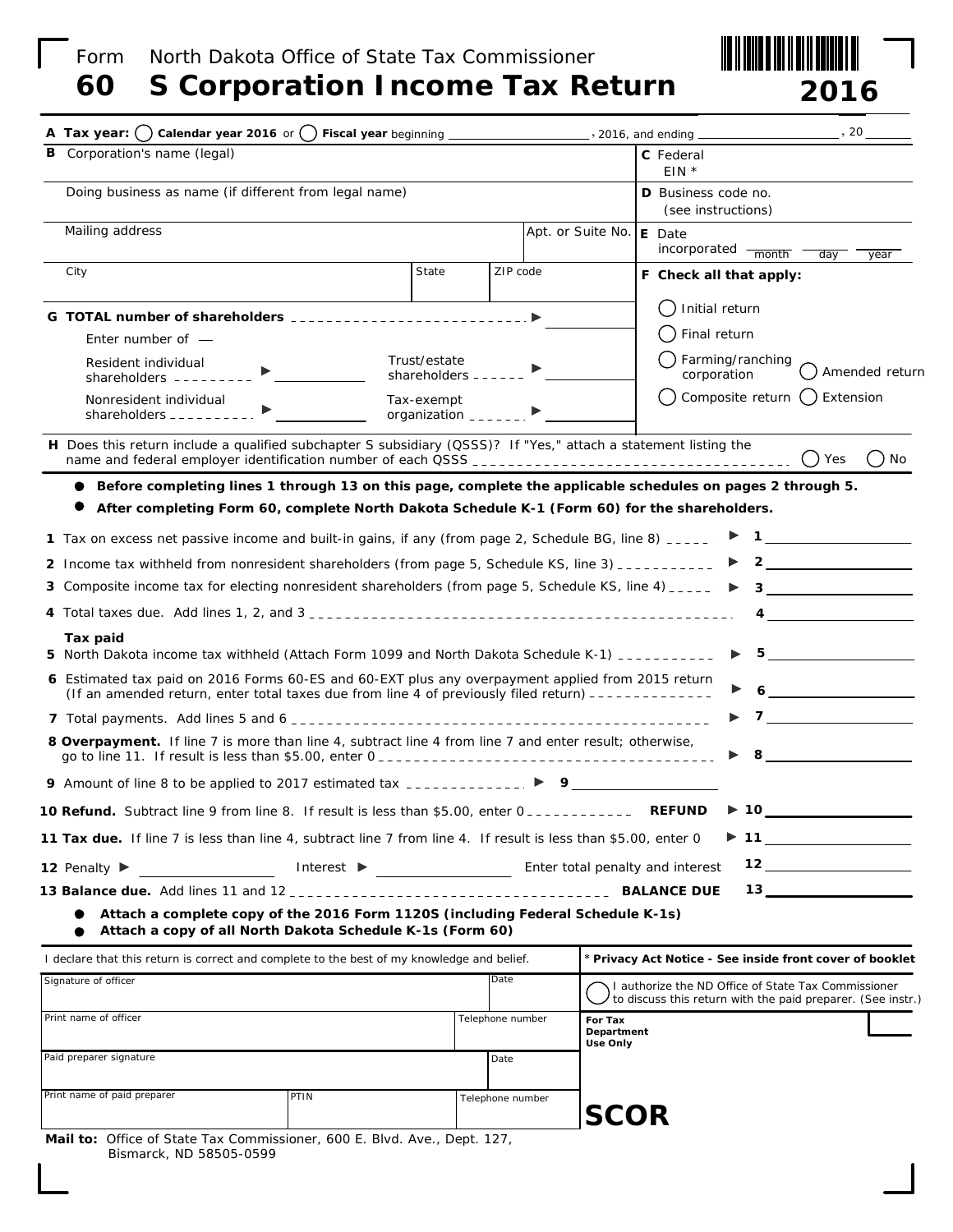Form **60** North Dakota Office of State Tax Commissioner

# S Corporation Income Tax Return

**2016**

**A Tax year:** ◯ **Calendar year 2016** or ◯ **Fiscal year** beginning ____________________, 2016, and ending ____________________, 20 ______

| | |
|---|---|
| **B** Corporation's name (legal) | **C** Federal EIN * |
| Doing business as name (if different from legal name) | **D** Business code no. (see instructions) |
| Mailing address / Apt. or Suite No. | **E** Date incorporated ___ month ___ day ___ year |
| City / State / ZIP code | **F Check all that apply:** |

**G TOTAL number of shareholders** ▶ ________

Enter number of —

Resident individual shareholders ▶ ________ Trust/estate shareholders ▶ ________

Nonresident individual shareholders ▶ ________ Tax-exempt organization ▶ ________

**F Check all that apply:**
- ◯ Initial return
- ◯ Final return
- ◯ Farming/ranching corporation
- ◯ Amended return
- ◯ Composite return
- ◯ Extension

**H** Does this return include a qualified subchapter S subsidiary (QSSS)? If "Yes," attach a statement listing the name and federal employer identification number of each QSSS ◯ Yes ◯ No

- **Before completing lines 1 through 13 on this page, complete the applicable schedules on pages 2 through 5.**
- **After completing Form 60, complete North Dakota Schedule K-1 (Form 60) for the shareholders.**

**1** Tax on excess net passive income and built-in gains, if any (from page 2, Schedule BG, line 8) ▶ 1 ________

**2** Income tax withheld from nonresident shareholders (from page 5, Schedule KS, line 3) ▶ 2 ________

**3** Composite income tax for electing nonresident shareholders (from page 5, Schedule KS, line 4) ▶ 3 ________

**4** Total taxes due. Add lines 1, 2, and 3 4 ________

**Tax paid**

**5** North Dakota income tax withheld (Attach Form 1099 and North Dakota Schedule K-1) ▶ 5 ________

**6** Estimated tax paid on 2016 Forms 60-ES and 60-EXT plus any overpayment applied from 2015 return (If an amended return, enter total taxes due from line 4 of previously filed return) ▶ 6 ________

**7** Total payments. Add lines 5 and 6 ▶ 7 ________

**8 Overpayment.** If line 7 is more than line 4, subtract line 4 from line 7 and enter result; otherwise, go to line 11. If result is less than $5.00, enter 0 ▶ 8 ________

**9** Amount of line 8 to be applied to 2017 estimated tax ▶ 9 ________

**10 Refund.** Subtract line 9 from line 8. If result is less than $5.00, enter 0 **REFUND** ▶ 10 ________

**11 Tax due.** If line 7 is less than line 4, subtract line 7 from line 4. If result is less than $5.00, enter 0 ▶ 11 ________

**12** Penalty ▶ ________ Interest ▶ ________ Enter total penalty and interest 12 ________

**13 Balance due.** Add lines 11 and 12 **BALANCE DUE** 13 ________

- **Attach a complete copy of the 2016 Form 1120S (including Federal Schedule K-1s)**
- **Attach a copy of all North Dakota Schedule K-1s (Form 60)**

I declare that this return is correct and complete to the best of my knowledge and belief.

\* **Privacy Act Notice - See inside front cover of booklet**

| | | |
|---|---|---|
| Signature of officer | Date | ◯ I authorize the ND Office of State Tax Commissioner to discuss this return with the paid preparer. (See instr.) |
| Print name of officer | Telephone number | For Tax Department Use Only |
| Paid preparer signature | Date | |
| Print name of paid preparer / PTIN | Telephone number | **SCOR** |

**Mail to:** Office of State Tax Commissioner, 600 E. Blvd. Ave., Dept. 127, Bismarck, ND 58505-0599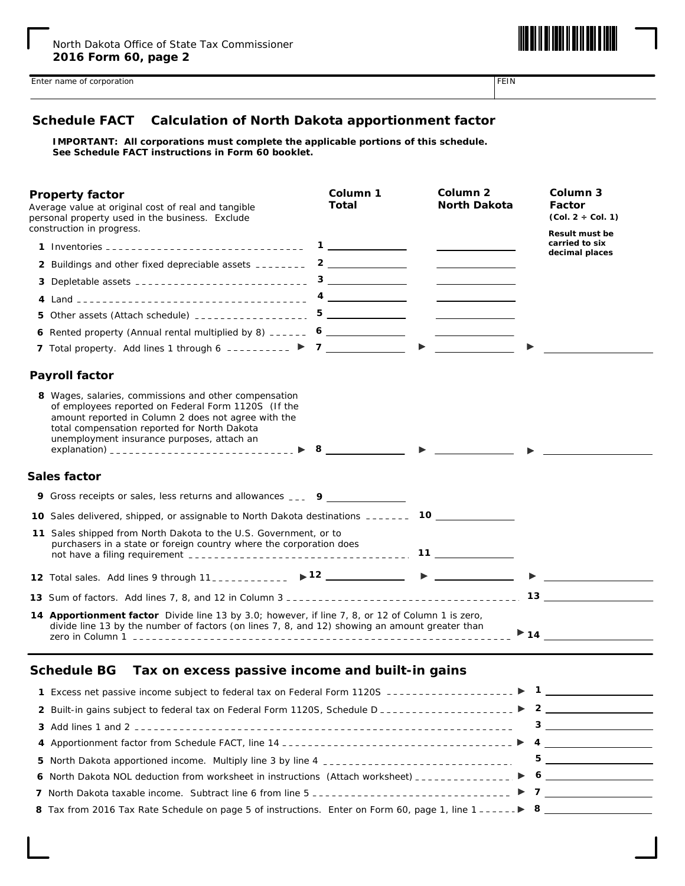North Dakota Office of State Tax Commissioner
**2016 Form 60, page 2**

Enter name of corporation | FEIN

## Schedule FACT Calculation of North Dakota apportionment factor

**IMPORTANT: All corporations must complete the applicable portions of this schedule. See Schedule FACT instructions in Form 60 booklet.**

| **Property factor** Average value at original cost of real and tangible personal property used in the business. Exclude construction in progress. | **Column 1 Total** | **Column 2 North Dakota** | **Column 3 Factor (Col. 2 ÷ Col. 1)** **Result must be carried to six decimal places** |
|---|---|---|---|
| 1 Inventories | 1 | | |
| 2 Buildings and other fixed depreciable assets | 2 | | |
| 3 Depletable assets | 3 | | |
| 4 Land | 4 | | |
| 5 Other assets (Attach schedule) | 5 | | |
| 6 Rented property (Annual rental multiplied by 8) | 6 | | |
| 7 Total property. Add lines 1 through 6 ▶ | 7 | ▶ | ▶ |
| **Payroll factor** | | | |
| 8 Wages, salaries, commissions and other compensation of employees reported on Federal Form 1120S (If the amount reported in Column 2 does not agree with the total compensation reported for North Dakota unemployment insurance purposes, attach an explanation) ▶ | 8 | ▶ | ▶ |
| **Sales factor** | | | |
| 9 Gross receipts or sales, less returns and allowances | 9 | | |
| 10 Sales delivered, shipped, or assignable to North Dakota destinations | | 10 | |
| 11 Sales shipped from North Dakota to the U.S. Government, or to purchasers in a state or foreign country where the corporation does not have a filing requirement | | 11 | |
| 12 Total sales. Add lines 9 through 11 | ▶ 12 | ▶ | ▶ |
| 13 Sum of factors. Add lines 7, 8, and 12 in Column 3 | | | 13 |
| 14 **Apportionment factor** Divide line 13 by 3.0; however, if line 7, 8, or 12 of Column 1 is zero, divide line 13 by the number of factors (on lines 7, 8, and 12) showing an amount greater than zero in Column 1 | | | ▶ 14 |

## Schedule BG Tax on excess passive income and built-in gains

| | |
|---|---|
| 1 Excess net passive income subject to federal tax on Federal Form 1120S ▶ | 1 |
| 2 Built-in gains subject to federal tax on Federal Form 1120S, Schedule D ▶ | 2 |
| 3 Add lines 1 and 2 | 3 |
| 4 Apportionment factor from Schedule FACT, line 14 ▶ | 4 |
| 5 North Dakota apportioned income. Multiply line 3 by line 4 | 5 |
| 6 North Dakota NOL deduction from worksheet in instructions (Attach worksheet) ▶ | 6 |
| 7 North Dakota taxable income. Subtract line 6 from line 5 ▶ | 7 |
| 8 Tax from 2016 Tax Rate Schedule on page 5 of instructions. Enter on Form 60, page 1, line 1 ▶ | 8 |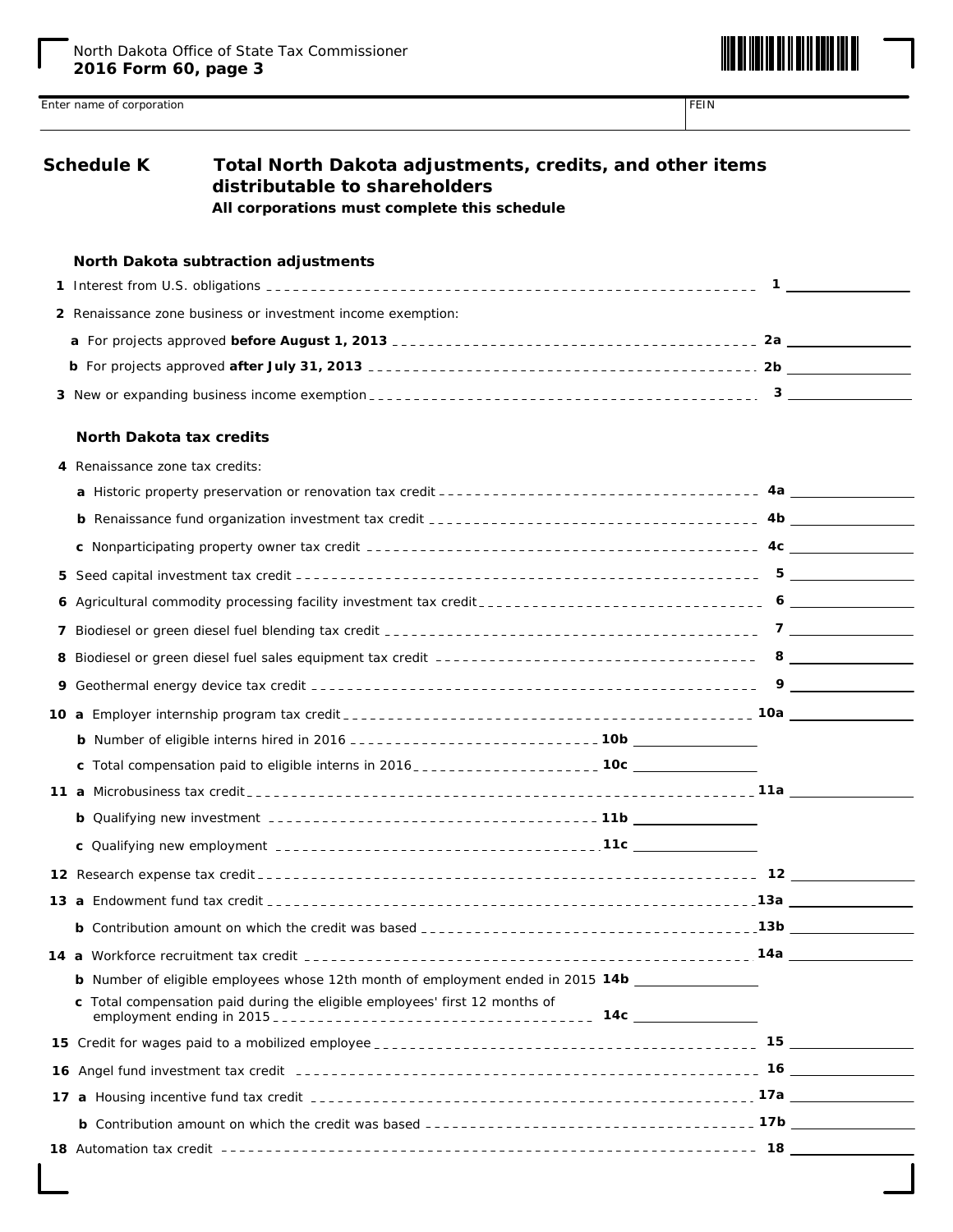North Dakota Office of State Tax Commissioner
**2016 Form 60, page 3**

Enter name of corporation | FEIN

## Schedule K — Total North Dakota adjustments, credits, and other items distributable to shareholders

**All corporations must complete this schedule**

### North Dakota subtraction adjustments

**1** Interest from U.S. obligations ____ **1** ________

**2** Renaissance zone business or investment income exemption:

**a** For projects approved **before August 1, 2013** ____ **2a** ________

**b** For projects approved **after July 31, 2013** ____ **2b** ________

**3** New or expanding business income exemption ____ **3** ________

### North Dakota tax credits

**4** Renaissance zone tax credits:

**a** Historic property preservation or renovation tax credit ____ **4a** ________

**b** Renaissance fund organization investment tax credit ____ **4b** ________

**c** Nonparticipating property owner tax credit ____ **4c** ________

**5** Seed capital investment tax credit ____ **5** ________

**6** Agricultural commodity processing facility investment tax credit ____ **6** ________

**7** Biodiesel or green diesel fuel blending tax credit ____ **7** ________

**8** Biodiesel or green diesel fuel sales equipment tax credit ____ **8** ________

**9** Geothermal energy device tax credit ____ **9** ________

**10 a** Employer internship program tax credit ____ **10a** ________

**b** Number of eligible interns hired in 2016 ____ **10b** ________

**c** Total compensation paid to eligible interns in 2016 ____ **10c** ________

**11 a** Microbusiness tax credit ____ **11a** ________

**b** Qualifying new investment ____ **11b** ________

**c** Qualifying new employment ____ **11c** ________

**12** Research expense tax credit ____ **12** ________

**13 a** Endowment fund tax credit ____ **13a** ________

**b** Contribution amount on which the credit was based ____ **13b** ________

**14 a** Workforce recruitment tax credit ____ **14a** ________

**b** Number of eligible employees whose 12th month of employment ended in 2015 **14b** ________

**c** Total compensation paid during the eligible employees' first 12 months of employment ending in 2015 ____ **14c** ________

**15** Credit for wages paid to a mobilized employee ____ **15** ________

**16** Angel fund investment tax credit ____ **16** ________

**17 a** Housing incentive fund tax credit ____ **17a** ________

**b** Contribution amount on which the credit was based ____ **17b** ________

**18** Automation tax credit ____ **18** ________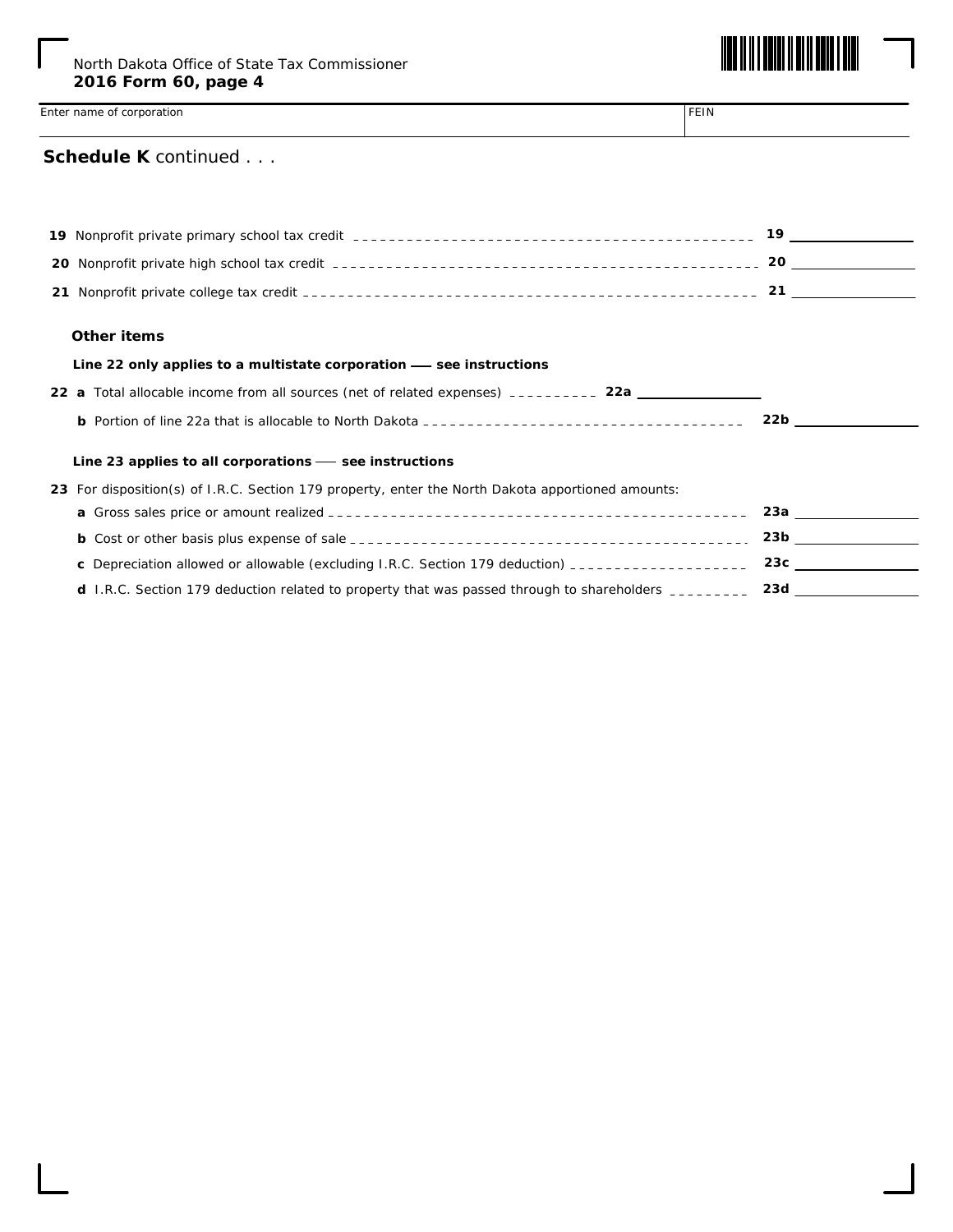North Dakota Office of State Tax Commissioner
**2016 Form 60, page 4**

Enter name of corporation | FEIN

## Schedule K continued . . .

**19** Nonprofit private primary school tax credit ________ **19** ________

**20** Nonprofit private high school tax credit ________ **20** ________

**21** Nonprofit private college tax credit ________ **21** ________

### Other items

**Line 22 only applies to a multistate corporation — see instructions**

**22 a** Total allocable income from all sources (net of related expenses) ________ **22a** ________

**b** Portion of line 22a that is allocable to North Dakota ________ **22b** ________

**Line 23 applies to all corporations — see instructions**

**23** For disposition(s) of I.R.C. Section 179 property, enter the North Dakota apportioned amounts:

**a** Gross sales price or amount realized ________ **23a** ________

**b** Cost or other basis plus expense of sale ________ **23b** ________

**c** Depreciation allowed or allowable (excluding I.R.C. Section 179 deduction) ________ **23c** ________

**d** I.R.C. Section 179 deduction related to property that was passed through to shareholders ________ **23d** ________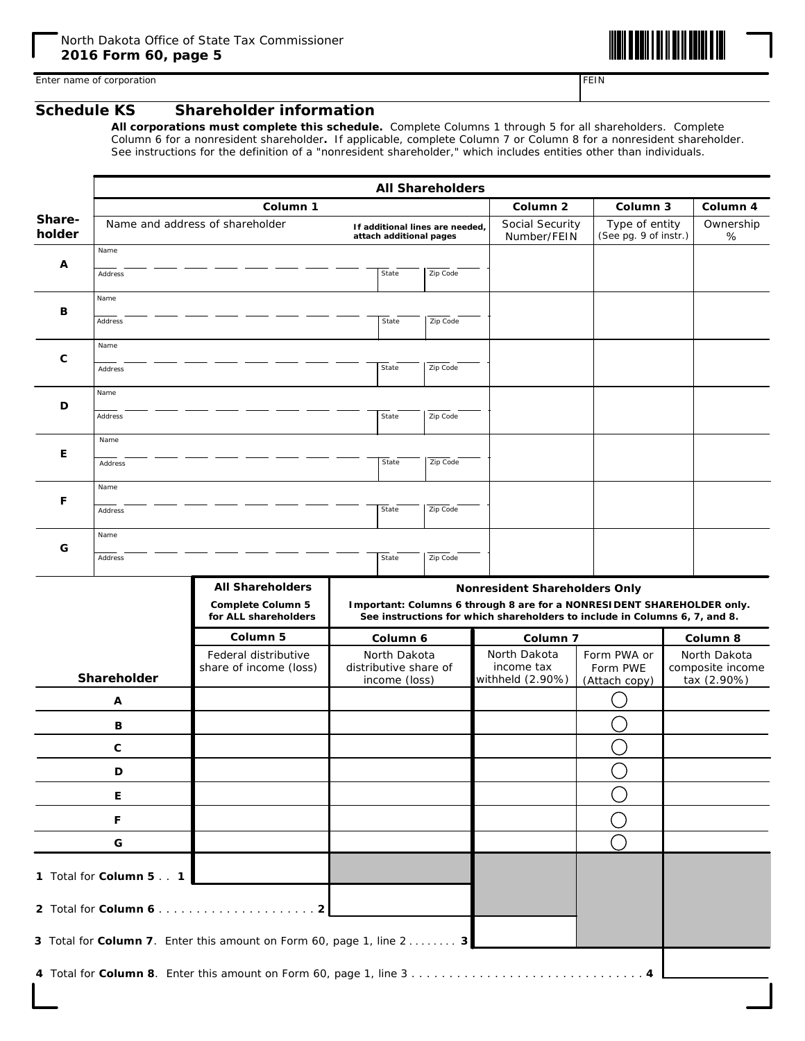North Dakota Office of State Tax Commissioner
**2016 Form 60, page 5**

Enter name of corporation | FEIN

## Schedule KS Shareholder information

**All corporations must complete this schedule.** Complete Columns 1 through 5 for all shareholders. Complete Column 6 for a nonresident shareholder**.** If applicable, complete Column 7 or Column 8 for a nonresident shareholder. See instructions for the definition of a "nonresident shareholder," which includes entities other than individuals.

| | All Shareholders | | | |
|---|---|---|---|---|
| | **Column 1** | **Column 2** | **Column 3** | **Column 4** |
| **Shareholder** | Name and address of shareholder — **If additional lines are needed, attach additional pages** | Social Security Number/FEIN | Type of entity (See pg. 9 of instr.) | Ownership % |
| **A** | Name<br>Address State Zip Code | | | |
| **B** | Name<br>Address State Zip Code | | | |
| **C** | Name<br>Address State Zip Code | | | |
| **D** | Name<br>Address State Zip Code | | | |
| **E** | Name<br>Address State Zip Code | | | |
| **F** | Name<br>Address State Zip Code | | | |
| **G** | Name<br>Address State Zip Code | | | |

| | **All Shareholders** — **Complete Column 5 for ALL shareholders** | **Nonresident Shareholders Only** — **Important: Columns 6 through 8 are for a NONRESIDENT SHAREHOLDER only. See instructions for which shareholders to include in Columns 6, 7, and 8.** | | | |
|---|---|---|---|---|---|
| | **Column 5** | **Column 6** | **Column 7** | | **Column 8** |
| **Shareholder** | Federal distributive share of income (loss) | North Dakota distributive share of income (loss) | North Dakota income tax withheld (2.90%) | Form PWA or Form PWE (Attach copy) | North Dakota composite income tax (2.90%) |
| **A** | | | | ◯ | |
| **B** | | | | ◯ | |
| **C** | | | | ◯ | |
| **D** | | | | ◯ | |
| **E** | | | | ◯ | |
| **F** | | | | ◯ | |
| **G** | | | | ◯ | |

**1** Total for **Column 5** . . **1**

**2** Total for **Column 6** . . . . . . . . . . . . . . . . . . . . . **2**

**3** Total for **Column 7**. Enter this amount on Form 60, page 1, line 2 . . . . . . . . **3**

**4** Total for **Column 8**. Enter this amount on Form 60, page 1, line 3 . . . . . . . . . . . . . . . . . . . . . . . . . . . . . . . **4**